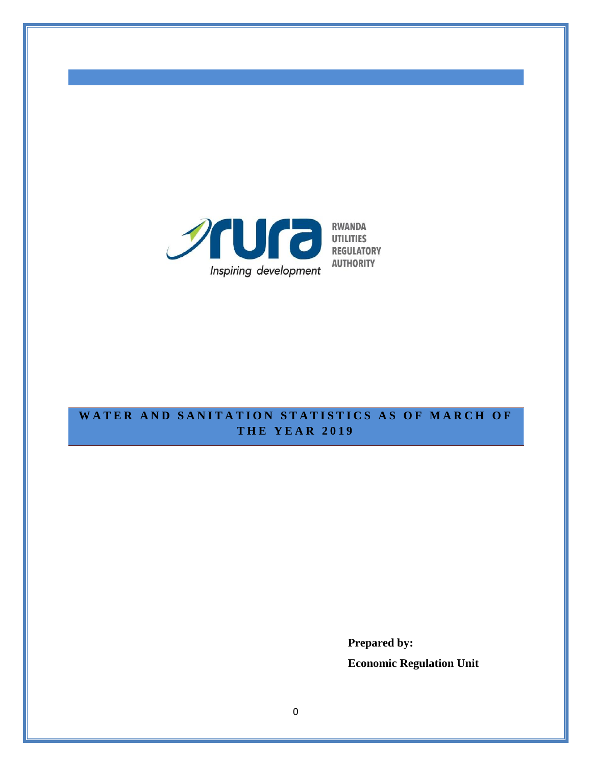RWANDA UTILITIES REGULATORY AUTHORITY

*Inspiring development*

# WATER AND SANITATION STATISTICS AS OF MARCH OF THE YEAR 2019

**Prepared by:**

**Economic Regulation Unit**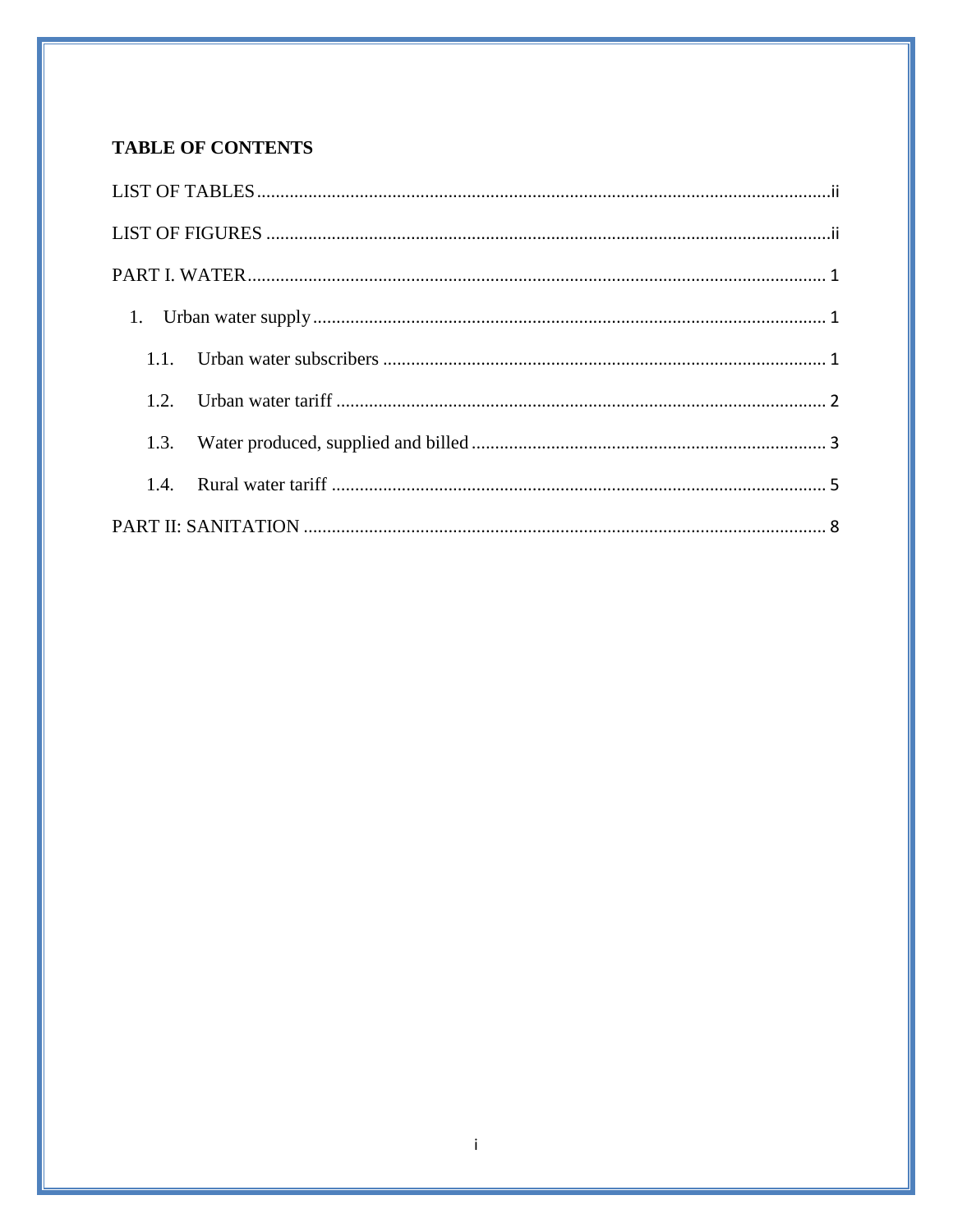**TABLE OF CONTENTS**

LIST OF TABLES ........................................................................................................................ii

LIST OF FIGURES ......................................................................................................................ii

PART I. WATER ........................................................................................................................ 1

1. Urban water supply ................................................................................................................ 1

 1.1. Urban water subscribers .................................................................................................. 1

 1.2. Urban water tariff ............................................................................................................ 2

 1.3. Water produced, supplied and billed ............................................................................... 3

 1.4. Rural water tariff ............................................................................................................. 5

PART II: SANITATION ............................................................................................................. 8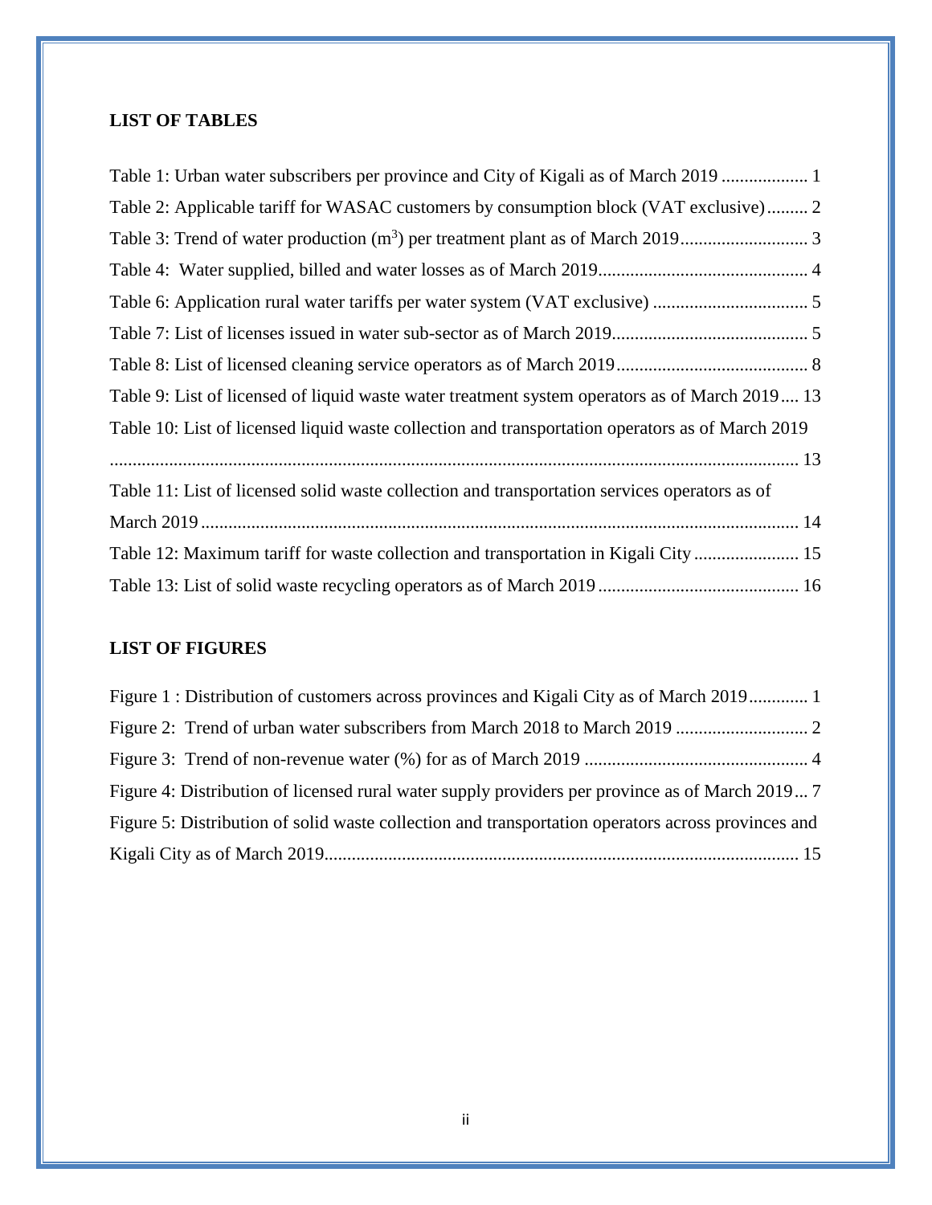## LIST OF TABLES

Table 1: Urban water subscribers per province and City of Kigali as of March 2019 ................... 1

Table 2: Applicable tariff for WASAC customers by consumption block (VAT exclusive)......... 2

Table 3: Trend of water production ($m^3$) per treatment plant as of March 2019............................ 3

Table 4: Water supplied, billed and water losses as of March 2019.............................................. 4

Table 6: Application rural water tariffs per water system (VAT exclusive) .................................. 5

Table 7: List of licenses issued in water sub-sector as of March 2019........................................... 5

Table 8: List of licensed cleaning service operators as of March 2019.......................................... 8

Table 9: List of licensed of liquid waste water treatment system operators as of March 2019.... 13

Table 10: List of licensed liquid waste collection and transportation operators as of March 2019 ...................................................................................................................................... 13

Table 11: List of licensed solid waste collection and transportation services operators as of March 2019 ................................................................................................................................... 14

Table 12: Maximum tariff for waste collection and transportation in Kigali City ....................... 15

Table 13: List of solid waste recycling operators as of March 2019 ............................................ 16

## LIST OF FIGURES

Figure 1 : Distribution of customers across provinces and Kigali City as of March 2019............. 1

Figure 2: Trend of urban water subscribers from March 2018 to March 2019 ............................. 2

Figure 3: Trend of non-revenue water (%) for as of March 2019 ................................................. 4

Figure 4: Distribution of licensed rural water supply providers per province as of March 2019... 7

Figure 5: Distribution of solid waste collection and transportation operators across provinces and Kigali City as of March 2019........................................................................................................ 15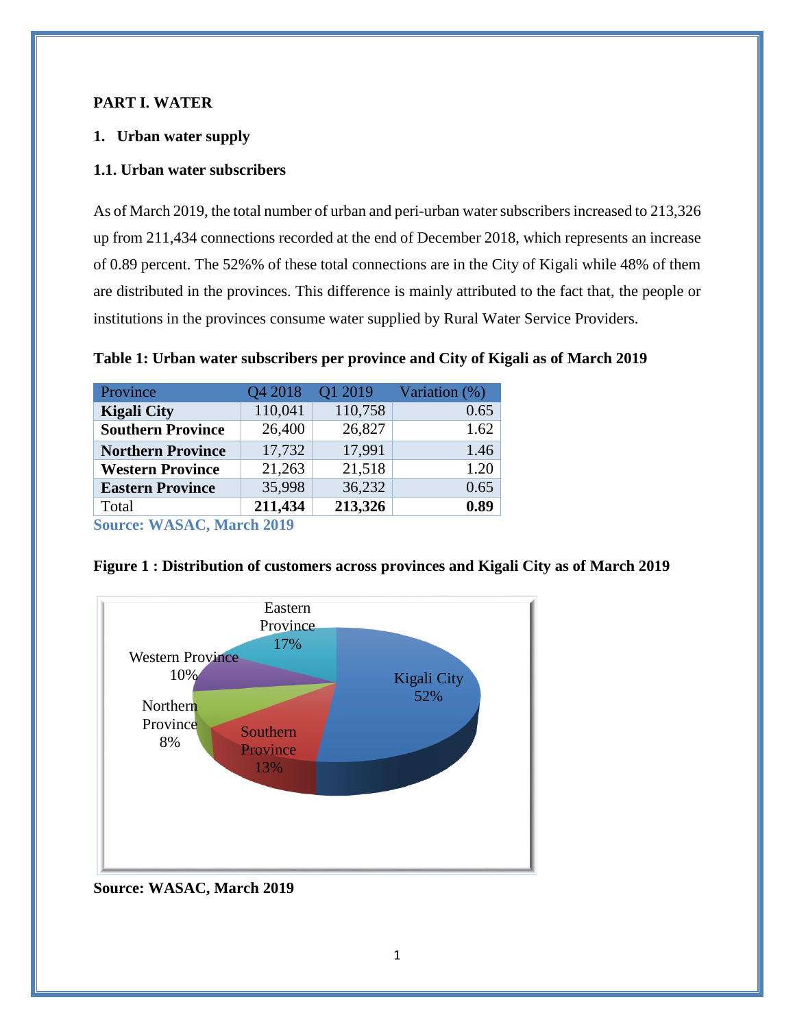# PART I. WATER

## 1. Urban water supply

### 1.1. Urban water subscribers

As of March 2019, the total number of urban and peri-urban water subscribers increased to 213,326 up from 211,434 connections recorded at the end of December 2018, which represents an increase of 0.89 percent. The 52%% of these total connections are in the City of Kigali while 48% of them are distributed in the provinces. This difference is mainly attributed to the fact that, the people or institutions in the provinces consume water supplied by Rural Water Service Providers.

**Table 1: Urban water subscribers per province and City of Kigali as of March 2019**

| Province | Q4 2018 | Q1 2019 | Variation (%) |
|---|---|---|---|
| **Kigali City** | 110,041 | 110,758 | 0.65 |
| **Southern Province** | 26,400 | 26,827 | 1.62 |
| **Northern Province** | 17,732 | 17,991 | 1.46 |
| **Western Province** | 21,263 | 21,518 | 1.20 |
| **Eastern Province** | 35,998 | 36,232 | 0.65 |
| Total | **211,434** | **213,326** | **0.89** |

**Source: WASAC, March 2019**

**Figure 1 : Distribution of customers across provinces and Kigali City as of March 2019**

Kigali City 52%; Southern Province 13%; Northern Province 8%; Western Province 10%; Eastern Province 17%

**Source: WASAC, March 2019**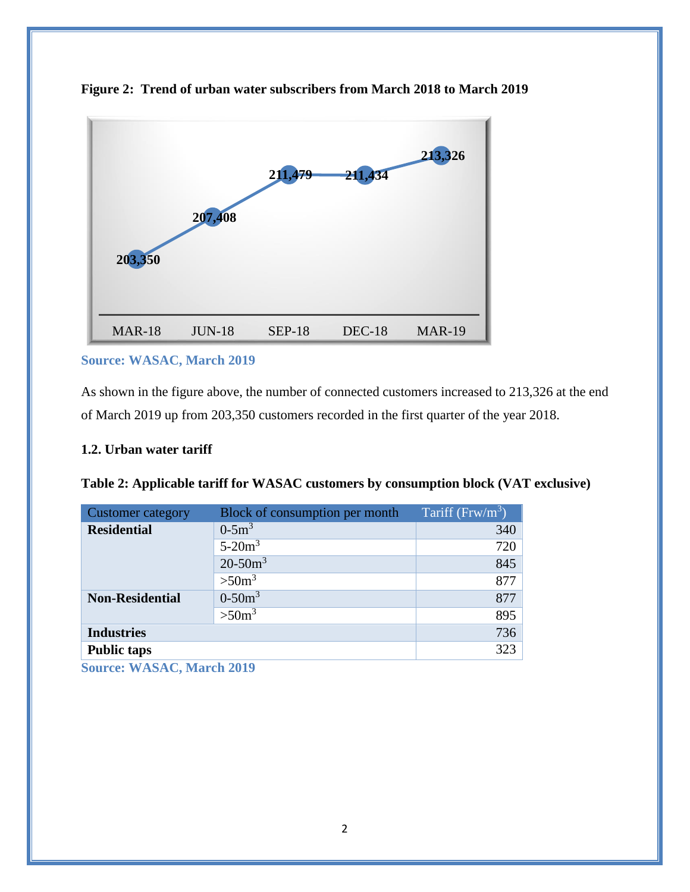**Figure 2: Trend of urban water subscribers from March 2018 to March 2019**

| MAR-18 | JUN-18 | SEP-18 | DEC-18 | MAR-19 |
|---|---|---|---|---|
| 203,350 | 207,408 | 211,479 | 211,434 | 213,326 |

**Source: WASAC, March 2019**

As shown in the figure above, the number of connected customers increased to 213,326 at the end of March 2019 up from 203,350 customers recorded in the first quarter of the year 2018.

### 1.2. Urban water tariff

**Table 2: Applicable tariff for WASAC customers by consumption block (VAT exclusive)**

| Customer category | Block of consumption per month | Tariff (Frw/$m^3$) |
|---|---|---|
| **Residential** | 0-5$m^3$ | 340 |
| | 5-20$m^3$ | 720 |
| | 20-50$m^3$ | 845 |
| | >50$m^3$ | 877 |
| **Non-Residential** | 0-50$m^3$ | 877 |
| | >50$m^3$ | 895 |
| **Industries** | | 736 |
| **Public taps** | | 323 |

**Source: WASAC, March 2019**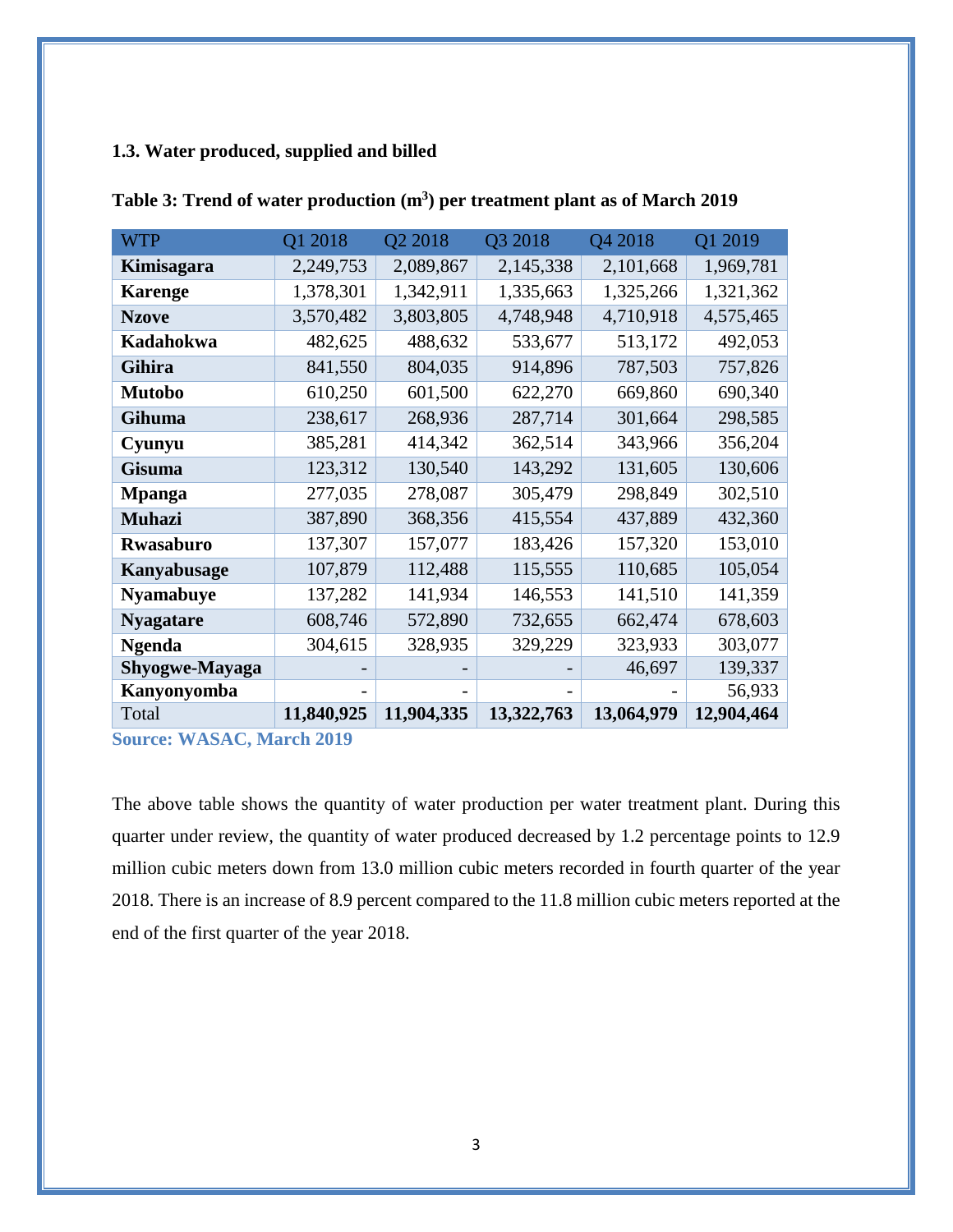### 1.3. Water produced, supplied and billed

**Table 3: Trend of water production ($m^3$) per treatment plant as of March 2019**

| WTP | Q1 2018 | Q2 2018 | Q3 2018 | Q4 2018 | Q1 2019 |
|---|---|---|---|---|---|
| **Kimisagara** | 2,249,753 | 2,089,867 | 2,145,338 | 2,101,668 | 1,969,781 |
| **Karenge** | 1,378,301 | 1,342,911 | 1,335,663 | 1,325,266 | 1,321,362 |
| **Nzove** | 3,570,482 | 3,803,805 | 4,748,948 | 4,710,918 | 4,575,465 |
| **Kadahokwa** | 482,625 | 488,632 | 533,677 | 513,172 | 492,053 |
| **Gihira** | 841,550 | 804,035 | 914,896 | 787,503 | 757,826 |
| **Mutobo** | 610,250 | 601,500 | 622,270 | 669,860 | 690,340 |
| **Gihuma** | 238,617 | 268,936 | 287,714 | 301,664 | 298,585 |
| **Cyunyu** | 385,281 | 414,342 | 362,514 | 343,966 | 356,204 |
| **Gisuma** | 123,312 | 130,540 | 143,292 | 131,605 | 130,606 |
| **Mpanga** | 277,035 | 278,087 | 305,479 | 298,849 | 302,510 |
| **Muhazi** | 387,890 | 368,356 | 415,554 | 437,889 | 432,360 |
| **Rwasaburo** | 137,307 | 157,077 | 183,426 | 157,320 | 153,010 |
| **Kanyabusage** | 107,879 | 112,488 | 115,555 | 110,685 | 105,054 |
| **Nyamabuye** | 137,282 | 141,934 | 146,553 | 141,510 | 141,359 |
| **Nyagatare** | 608,746 | 572,890 | 732,655 | 662,474 | 678,603 |
| **Ngenda** | 304,615 | 328,935 | 329,229 | 323,933 | 303,077 |
| **Shyogwe-Mayaga** | - | - | - | 46,697 | 139,337 |
| **Kanyonyomba** | - | - | - | - | 56,933 |
| Total | **11,840,925** | **11,904,335** | **13,322,763** | **13,064,979** | **12,904,464** |

**Source: WASAC, March 2019**

The above table shows the quantity of water production per water treatment plant. During this quarter under review, the quantity of water produced decreased by 1.2 percentage points to 12.9 million cubic meters down from 13.0 million cubic meters recorded in fourth quarter of the year 2018. There is an increase of 8.9 percent compared to the 11.8 million cubic meters reported at the end of the first quarter of the year 2018.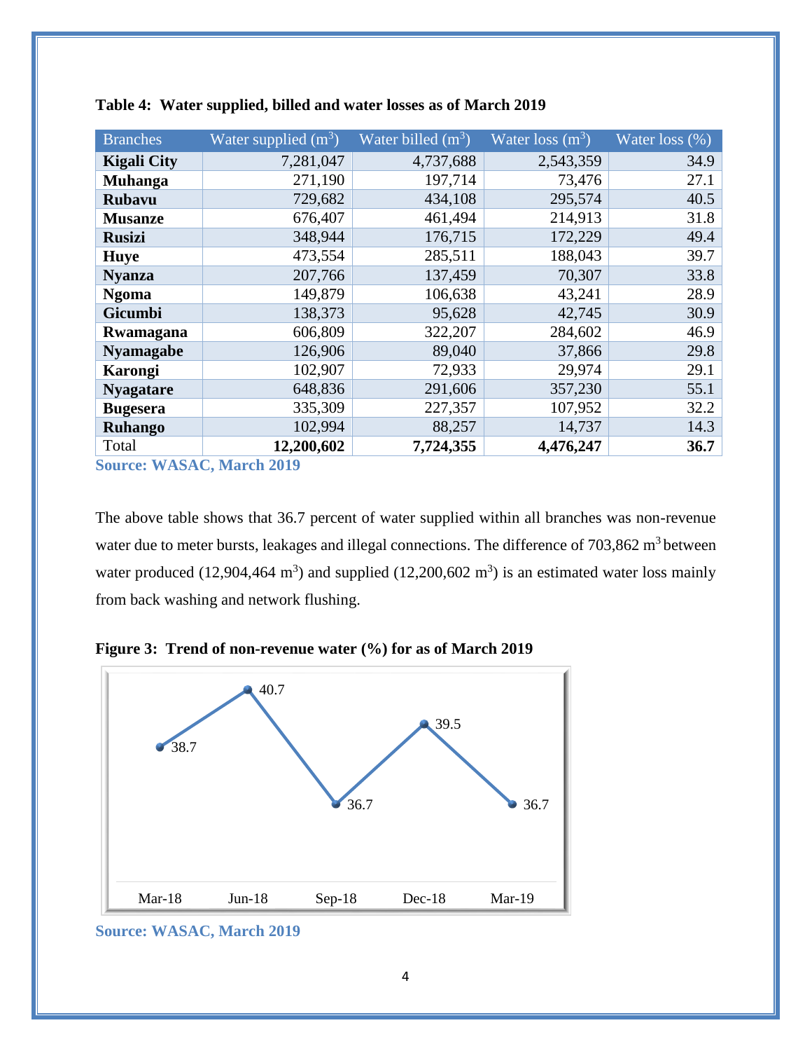**Table 4: Water supplied, billed and water losses as of March 2019**

| Branches | Water supplied ($m^3$) | Water billed ($m^3$) | Water loss ($m^3$) | Water loss (%) |
|---|---|---|---|---|
| **Kigali City** | 7,281,047 | 4,737,688 | 2,543,359 | 34.9 |
| **Muhanga** | 271,190 | 197,714 | 73,476 | 27.1 |
| **Rubavu** | 729,682 | 434,108 | 295,574 | 40.5 |
| **Musanze** | 676,407 | 461,494 | 214,913 | 31.8 |
| **Rusizi** | 348,944 | 176,715 | 172,229 | 49.4 |
| **Huye** | 473,554 | 285,511 | 188,043 | 39.7 |
| **Nyanza** | 207,766 | 137,459 | 70,307 | 33.8 |
| **Ngoma** | 149,879 | 106,638 | 43,241 | 28.9 |
| **Gicumbi** | 138,373 | 95,628 | 42,745 | 30.9 |
| **Rwamagana** | 606,809 | 322,207 | 284,602 | 46.9 |
| **Nyamagabe** | 126,906 | 89,040 | 37,866 | 29.8 |
| **Karongi** | 102,907 | 72,933 | 29,974 | 29.1 |
| **Nyagatare** | 648,836 | 291,606 | 357,230 | 55.1 |
| **Bugesera** | 335,309 | 227,357 | 107,952 | 32.2 |
| **Ruhango** | 102,994 | 88,257 | 14,737 | 14.3 |
| Total | **12,200,602** | **7,724,355** | **4,476,247** | **36.7** |

**Source: WASAC, March 2019**

The above table shows that 36.7 percent of water supplied within all branches was non-revenue water due to meter bursts, leakages and illegal connections. The difference of 703,862 $m^3$ between water produced (12,904,464 $m^3$) and supplied (12,200,602 $m^3$) is an estimated water loss mainly from back washing and network flushing.

**Figure 3: Trend of non-revenue water (%) for as of March 2019**

| Mar-18 | Jun-18 | Sep-18 | Dec-18 | Mar-19 |
|---|---|---|---|---|
| 38.7 | 40.7 | 36.7 | 39.5 | 36.7 |

**Source: WASAC, March 2019**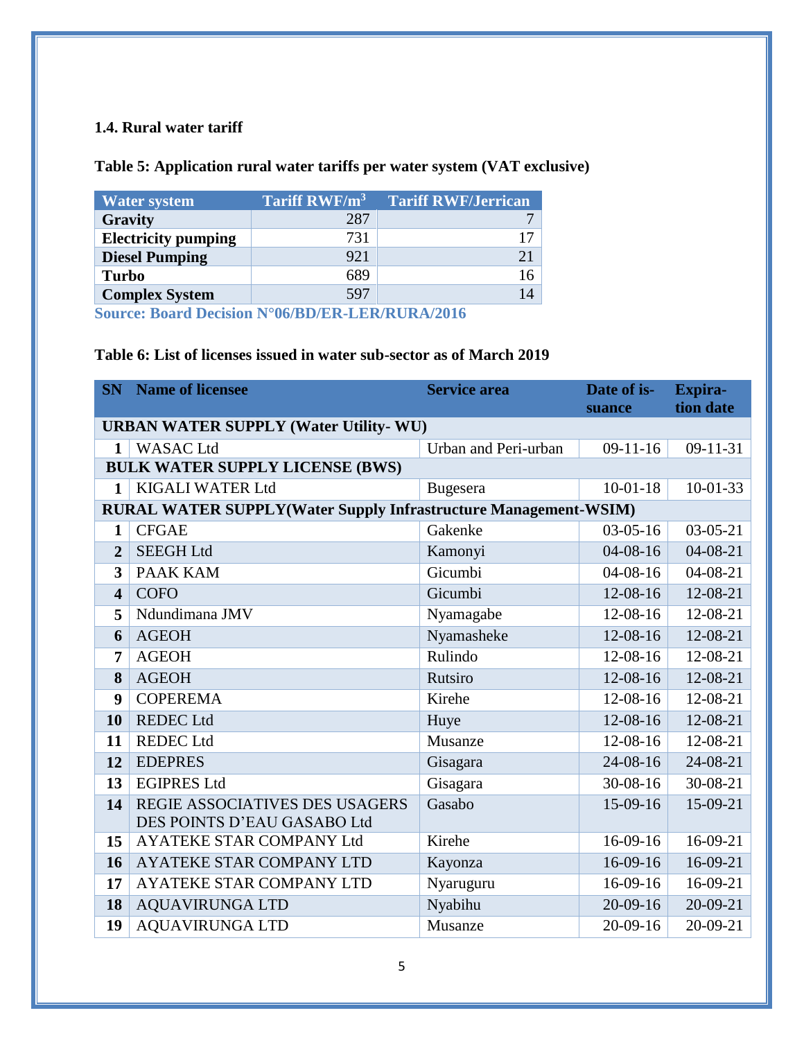### 1.4. Rural water tariff

**Table 5: Application rural water tariffs per water system (VAT exclusive)**

| Water system | Tariff RWF/m$^3$ | Tariff RWF/Jerrican |
|---|---|---|
| **Gravity** | 287 | 7 |
| **Electricity pumping** | 731 | 17 |
| **Diesel Pumping** | 921 | 21 |
| **Turbo** | 689 | 16 |
| **Complex System** | 597 | 14 |

**Source: Board Decision N°06/BD/ER-LER/RURA/2016**

**Table 6: List of licenses issued in water sub-sector as of March 2019**

| SN | Name of licensee | Service area | Date of issuance | Expiration date |
|---|---|---|---|---|
| **URBAN WATER SUPPLY (Water Utility- WU)** | | | | |
| 1 | WASAC Ltd | Urban and Peri-urban | 09-11-16 | 09-11-31 |
| **BULK WATER SUPPLY LICENSE (BWS)** | | | | |
| 1 | KIGALI WATER Ltd | Bugesera | 10-01-18 | 10-01-33 |
| **RURAL WATER SUPPLY(Water Supply Infrastructure Management-WSIM)** | | | | |
| 1 | CFGAE | Gakenke | 03-05-16 | 03-05-21 |
| 2 | SEEGH Ltd | Kamonyi | 04-08-16 | 04-08-21 |
| 3 | PAAK KAM | Gicumbi | 04-08-16 | 04-08-21 |
| 4 | COFO | Gicumbi | 12-08-16 | 12-08-21 |
| 5 | Ndundimana JMV | Nyamagabe | 12-08-16 | 12-08-21 |
| 6 | AGEOH | Nyamasheke | 12-08-16 | 12-08-21 |
| 7 | AGEOH | Rulindo | 12-08-16 | 12-08-21 |
| 8 | AGEOH | Rutsiro | 12-08-16 | 12-08-21 |
| 9 | COPEREMA | Kirehe | 12-08-16 | 12-08-21 |
| 10 | REDEC Ltd | Huye | 12-08-16 | 12-08-21 |
| 11 | REDEC Ltd | Musanze | 12-08-16 | 12-08-21 |
| 12 | EDEPRES | Gisagara | 24-08-16 | 24-08-21 |
| 13 | EGIPRES Ltd | Gisagara | 30-08-16 | 30-08-21 |
| 14 | REGIE ASSOCIATIVES DES USAGERS DES POINTS D'EAU GASABO Ltd | Gasabo | 15-09-16 | 15-09-21 |
| 15 | AYATEKE STAR COMPANY Ltd | Kirehe | 16-09-16 | 16-09-21 |
| 16 | AYATEKE STAR COMPANY LTD | Kayonza | 16-09-16 | 16-09-21 |
| 17 | AYATEKE STAR COMPANY LTD | Nyaruguru | 16-09-16 | 16-09-21 |
| 18 | AQUAVIRUNGA LTD | Nyabihu | 20-09-16 | 20-09-21 |
| 19 | AQUAVIRUNGA LTD | Musanze | 20-09-16 | 20-09-21 |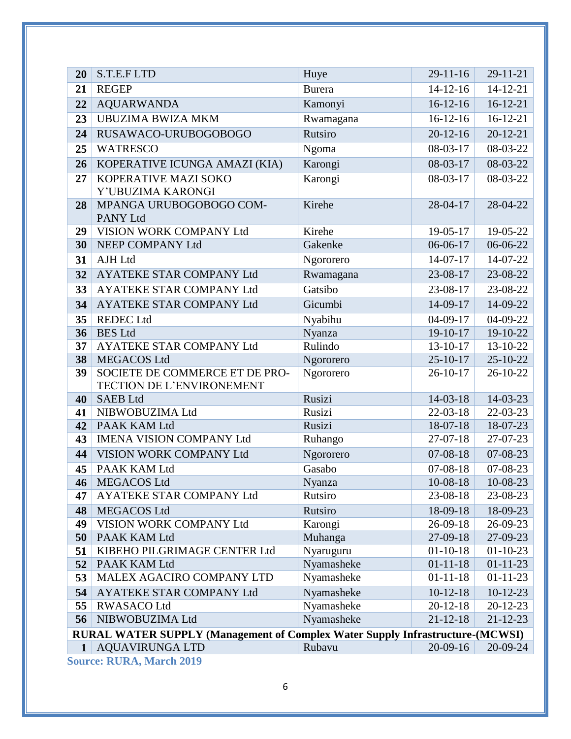| | | | | |
|---|---|---|---|---|
| **20** | S.T.E.F LTD | Huye | 29-11-16 | 29-11-21 |
| **21** | REGEP | Burera | 14-12-16 | 14-12-21 |
| **22** | AQUARWANDA | Kamonyi | 16-12-16 | 16-12-21 |
| **23** | UBUZIMA BWIZA MKM | Rwamagana | 16-12-16 | 16-12-21 |
| **24** | RUSAWACO-URUBOGOBOGO | Rutsiro | 20-12-16 | 20-12-21 |
| **25** | WATRESCO | Ngoma | 08-03-17 | 08-03-22 |
| **26** | KOPERATIVE ICUNGA AMAZI (KIA) | Karongi | 08-03-17 | 08-03-22 |
| **27** | KOPERATIVE MAZI SOKO Y'UBUZIMA KARONGI | Karongi | 08-03-17 | 08-03-22 |
| **28** | MPANGA URUBOGOBOGO COMPANY Ltd | Kirehe | 28-04-17 | 28-04-22 |
| **29** | VISION WORK COMPANY Ltd | Kirehe | 19-05-17 | 19-05-22 |
| **30** | NEEP COMPANY Ltd | Gakenke | 06-06-17 | 06-06-22 |
| **31** | AJH Ltd | Ngororero | 14-07-17 | 14-07-22 |
| **32** | AYATEKE STAR COMPANY Ltd | Rwamagana | 23-08-17 | 23-08-22 |
| **33** | AYATEKE STAR COMPANY Ltd | Gatsibo | 23-08-17 | 23-08-22 |
| **34** | AYATEKE STAR COMPANY Ltd | Gicumbi | 14-09-17 | 14-09-22 |
| **35** | REDEC Ltd | Nyabihu | 04-09-17 | 04-09-22 |
| **36** | BES Ltd | Nyanza | 19-10-17 | 19-10-22 |
| **37** | AYATEKE STAR COMPANY Ltd | Rulindo | 13-10-17 | 13-10-22 |
| **38** | MEGACOS Ltd | Ngororero | 25-10-17 | 25-10-22 |
| **39** | SOCIETE DE COMMERCE ET DE PROTECTION DE L'ENVIRONEMENT | Ngororero | 26-10-17 | 26-10-22 |
| **40** | SAEB Ltd | Rusizi | 14-03-18 | 14-03-23 |
| **41** | NIBWOBUZIMA Ltd | Rusizi | 22-03-18 | 22-03-23 |
| **42** | PAAK KAM Ltd | Rusizi | 18-07-18 | 18-07-23 |
| **43** | IMENA VISION COMPANY Ltd | Ruhango | 27-07-18 | 27-07-23 |
| **44** | VISION WORK COMPANY Ltd | Ngororero | 07-08-18 | 07-08-23 |
| **45** | PAAK KAM Ltd | Gasabo | 07-08-18 | 07-08-23 |
| **46** | MEGACOS Ltd | Nyanza | 10-08-18 | 10-08-23 |
| **47** | AYATEKE STAR COMPANY Ltd | Rutsiro | 23-08-18 | 23-08-23 |
| **48** | MEGACOS Ltd | Rutsiro | 18-09-18 | 18-09-23 |
| **49** | VISION WORK COMPANY Ltd | Karongi | 26-09-18 | 26-09-23 |
| **50** | PAAK KAM Ltd | Muhanga | 27-09-18 | 27-09-23 |
| **51** | KIBEHO PILGRIMAGE CENTER Ltd | Nyaruguru | 01-10-18 | 01-10-23 |
| **52** | PAAK KAM Ltd | Nyamasheke | 01-11-18 | 01-11-23 |
| **53** | MALEX AGACIRO COMPANY LTD | Nyamasheke | 01-11-18 | 01-11-23 |
| **54** | AYATEKE STAR COMPANY Ltd | Nyamasheke | 10-12-18 | 10-12-23 |
| **55** | RWASACO Ltd | Nyamasheke | 20-12-18 | 20-12-23 |
| **56** | NIBWOBUZIMA Ltd | Nyamasheke | 21-12-18 | 21-12-23 |
| **RURAL WATER SUPPLY (Management of Complex Water Supply Infrastructure-(MCWSI)** | | | | |
| **1** | AQUAVIRUNGA LTD | Rubavu | 20-09-16 | 20-09-24 |

**Source: RURA, March 2019**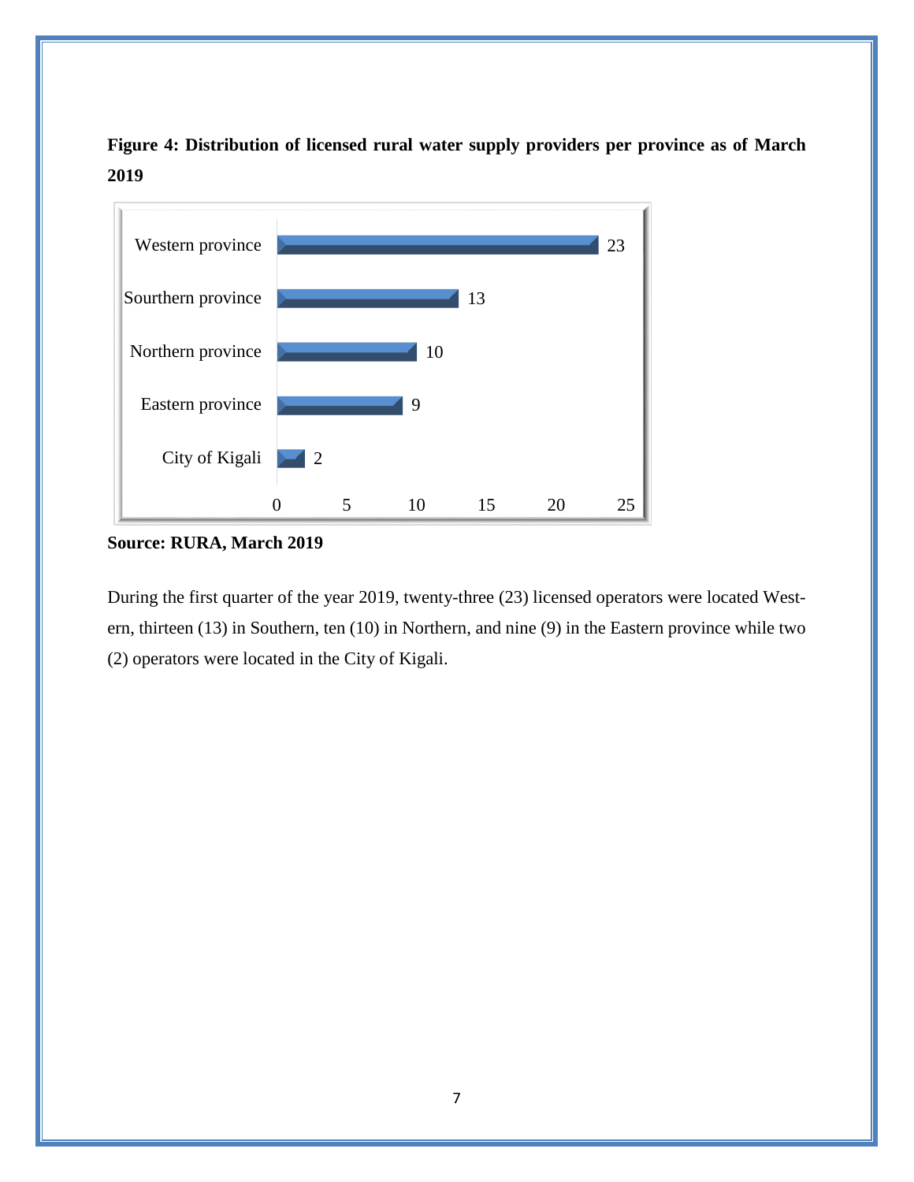**Figure 4: Distribution of licensed rural water supply providers per province as of March 2019**

| Province | Number |
| --- | --- |
| Western province | 23 |
| Sourthern province | 13 |
| Northern province | 10 |
| Eastern province | 9 |
| City of Kigali | 2 |

**Source: RURA, March 2019**

During the first quarter of the year 2019, twenty-three (23) licensed operators were located Western, thirteen (13) in Southern, ten (10) in Northern, and nine (9) in the Eastern province while two (2) operators were located in the City of Kigali.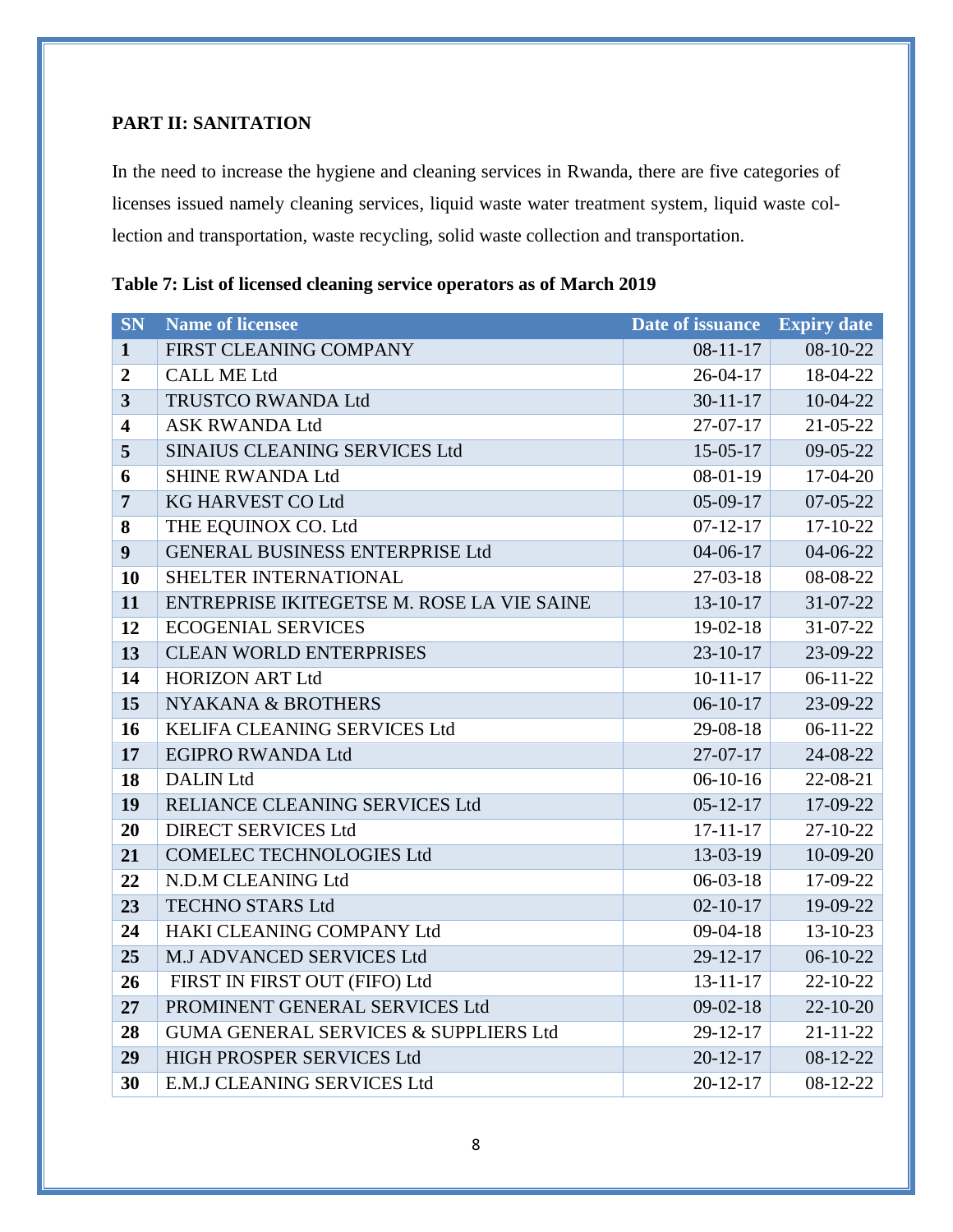## PART II: SANITATION

In the need to increase the hygiene and cleaning services in Rwanda, there are five categories of licenses issued namely cleaning services, liquid waste water treatment system, liquid waste collection and transportation, waste recycling, solid waste collection and transportation.

**Table 7: List of licensed cleaning service operators as of March 2019**

| SN | Name of licensee | Date of issuance | Expiry date |
|---|---|---|---|
| 1 | FIRST CLEANING COMPANY | 08-11-17 | 08-10-22 |
| 2 | CALL ME Ltd | 26-04-17 | 18-04-22 |
| 3 | TRUSTCO RWANDA Ltd | 30-11-17 | 10-04-22 |
| 4 | ASK RWANDA Ltd | 27-07-17 | 21-05-22 |
| 5 | SINAIUS CLEANING SERVICES Ltd | 15-05-17 | 09-05-22 |
| 6 | SHINE RWANDA Ltd | 08-01-19 | 17-04-20 |
| 7 | KG HARVEST CO Ltd | 05-09-17 | 07-05-22 |
| 8 | THE EQUINOX CO. Ltd | 07-12-17 | 17-10-22 |
| 9 | GENERAL BUSINESS ENTERPRISE Ltd | 04-06-17 | 04-06-22 |
| 10 | SHELTER INTERNATIONAL | 27-03-18 | 08-08-22 |
| 11 | ENTREPRISE IKITEGETSE M. ROSE LA VIE SAINE | 13-10-17 | 31-07-22 |
| 12 | ECOGENIAL SERVICES | 19-02-18 | 31-07-22 |
| 13 | CLEAN WORLD ENTERPRISES | 23-10-17 | 23-09-22 |
| 14 | HORIZON ART Ltd | 10-11-17 | 06-11-22 |
| 15 | NYAKANA & BROTHERS | 06-10-17 | 23-09-22 |
| 16 | KELIFA CLEANING SERVICES Ltd | 29-08-18 | 06-11-22 |
| 17 | EGIPRO RWANDA Ltd | 27-07-17 | 24-08-22 |
| 18 | DALIN Ltd | 06-10-16 | 22-08-21 |
| 19 | RELIANCE CLEANING SERVICES Ltd | 05-12-17 | 17-09-22 |
| 20 | DIRECT SERVICES Ltd | 17-11-17 | 27-10-22 |
| 21 | COMELEC TECHNOLOGIES Ltd | 13-03-19 | 10-09-20 |
| 22 | N.D.M CLEANING Ltd | 06-03-18 | 17-09-22 |
| 23 | TECHNO STARS Ltd | 02-10-17 | 19-09-22 |
| 24 | HAKI CLEANING COMPANY Ltd | 09-04-18 | 13-10-23 |
| 25 | M.J ADVANCED SERVICES Ltd | 29-12-17 | 06-10-22 |
| 26 | FIRST IN FIRST OUT (FIFO) Ltd | 13-11-17 | 22-10-22 |
| 27 | PROMINENT GENERAL SERVICES Ltd | 09-02-18 | 22-10-20 |
| 28 | GUMA GENERAL SERVICES & SUPPLIERS Ltd | 29-12-17 | 21-11-22 |
| 29 | HIGH PROSPER SERVICES Ltd | 20-12-17 | 08-12-22 |
| 30 | E.M.J CLEANING SERVICES Ltd | 20-12-17 | 08-12-22 |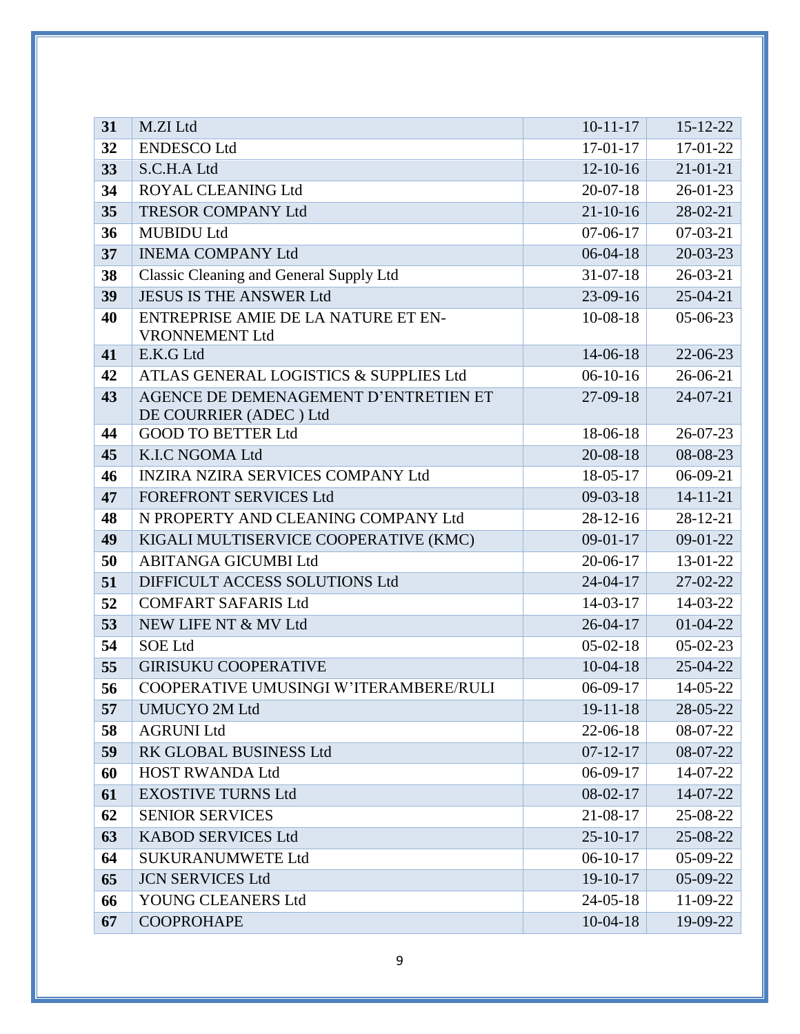| 31 | M.ZI Ltd | 10-11-17 | 15-12-22 |
|---|---|---|---|
| 32 | ENDESCO Ltd | 17-01-17 | 17-01-22 |
| 33 | S.C.H.A Ltd | 12-10-16 | 21-01-21 |
| 34 | ROYAL CLEANING Ltd | 20-07-18 | 26-01-23 |
| 35 | TRESOR COMPANY Ltd | 21-10-16 | 28-02-21 |
| 36 | MUBIDU Ltd | 07-06-17 | 07-03-21 |
| 37 | INEMA COMPANY Ltd | 06-04-18 | 20-03-23 |
| 38 | Classic Cleaning and General Supply Ltd | 31-07-18 | 26-03-21 |
| 39 | JESUS IS THE ANSWER Ltd | 23-09-16 | 25-04-21 |
| 40 | ENTREPRISE AMIE DE LA NATURE ET EN-VRONNEMENT Ltd | 10-08-18 | 05-06-23 |
| 41 | E.K.G Ltd | 14-06-18 | 22-06-23 |
| 42 | ATLAS GENERAL LOGISTICS & SUPPLIES Ltd | 06-10-16 | 26-06-21 |
| 43 | AGENCE DE DEMENAGEMENT D'ENTRETIEN ET DE COURRIER (ADEC ) Ltd | 27-09-18 | 24-07-21 |
| 44 | GOOD TO BETTER Ltd | 18-06-18 | 26-07-23 |
| 45 | K.I.C NGOMA Ltd | 20-08-18 | 08-08-23 |
| 46 | INZIRA NZIRA SERVICES COMPANY Ltd | 18-05-17 | 06-09-21 |
| 47 | FOREFRONT SERVICES Ltd | 09-03-18 | 14-11-21 |
| 48 | N PROPERTY AND CLEANING COMPANY Ltd | 28-12-16 | 28-12-21 |
| 49 | KIGALI MULTISERVICE COOPERATIVE (KMC) | 09-01-17 | 09-01-22 |
| 50 | ABITANGA GICUMBI Ltd | 20-06-17 | 13-01-22 |
| 51 | DIFFICULT ACCESS SOLUTIONS Ltd | 24-04-17 | 27-02-22 |
| 52 | COMFART SAFARIS Ltd | 14-03-17 | 14-03-22 |
| 53 | NEW LIFE NT & MV Ltd | 26-04-17 | 01-04-22 |
| 54 | SOE Ltd | 05-02-18 | 05-02-23 |
| 55 | GIRISUKU COOPERATIVE | 10-04-18 | 25-04-22 |
| 56 | COOPERATIVE UMUSINGI W'ITERAMBERE/RULI | 06-09-17 | 14-05-22 |
| 57 | UMUCYO 2M Ltd | 19-11-18 | 28-05-22 |
| 58 | AGRUNI Ltd | 22-06-18 | 08-07-22 |
| 59 | RK GLOBAL BUSINESS Ltd | 07-12-17 | 08-07-22 |
| 60 | HOST RWANDA Ltd | 06-09-17 | 14-07-22 |
| 61 | EXOSTIVE TURNS Ltd | 08-02-17 | 14-07-22 |
| 62 | SENIOR SERVICES | 21-08-17 | 25-08-22 |
| 63 | KABOD SERVICES Ltd | 25-10-17 | 25-08-22 |
| 64 | SUKURANUMWETE Ltd | 06-10-17 | 05-09-22 |
| 65 | JCN SERVICES Ltd | 19-10-17 | 05-09-22 |
| 66 | YOUNG CLEANERS Ltd | 24-05-18 | 11-09-22 |
| 67 | COOPROHAPE | 10-04-18 | 19-09-22 |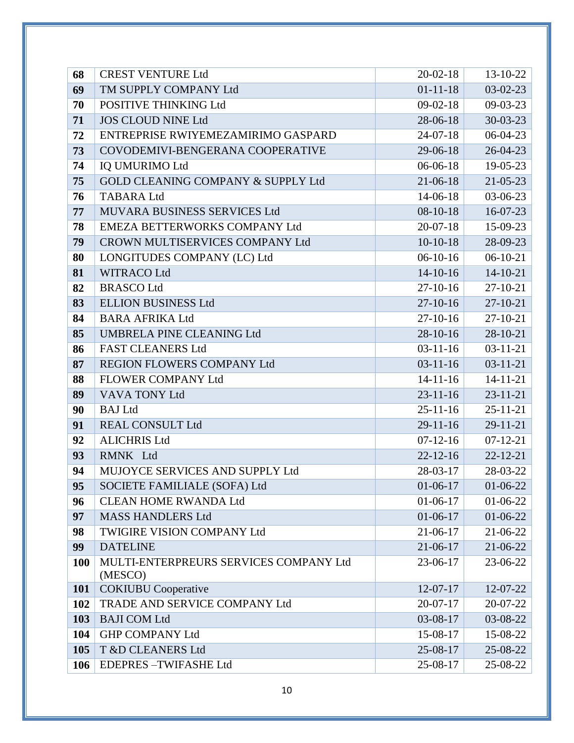| | | | |
|---|---|---|---|
| **68** | CREST VENTURE Ltd | 20-02-18 | 13-10-22 |
| **69** | TM SUPPLY COMPANY Ltd | 01-11-18 | 03-02-23 |
| **70** | POSITIVE THINKING Ltd | 09-02-18 | 09-03-23 |
| **71** | JOS CLOUD NINE Ltd | 28-06-18 | 30-03-23 |
| **72** | ENTREPRISE RWIYEMEZAMIRIMO GASPARD | 24-07-18 | 06-04-23 |
| **73** | COVODEMIVI-BENGERANA COOPERATIVE | 29-06-18 | 26-04-23 |
| **74** | IQ UMURIMO Ltd | 06-06-18 | 19-05-23 |
| **75** | GOLD CLEANING COMPANY & SUPPLY Ltd | 21-06-18 | 21-05-23 |
| **76** | TABARA Ltd | 14-06-18 | 03-06-23 |
| **77** | MUVARA BUSINESS SERVICES Ltd | 08-10-18 | 16-07-23 |
| **78** | EMEZA BETTERWORKS COMPANY Ltd | 20-07-18 | 15-09-23 |
| **79** | CROWN MULTISERVICES COMPANY Ltd | 10-10-18 | 28-09-23 |
| **80** | LONGITUDES COMPANY (LC) Ltd | 06-10-16 | 06-10-21 |
| **81** | WITRACO Ltd | 14-10-16 | 14-10-21 |
| **82** | BRASCO Ltd | 27-10-16 | 27-10-21 |
| **83** | ELLION BUSINESS Ltd | 27-10-16 | 27-10-21 |
| **84** | BARA AFRIKA Ltd | 27-10-16 | 27-10-21 |
| **85** | UMBRELA PINE CLEANING Ltd | 28-10-16 | 28-10-21 |
| **86** | FAST CLEANERS Ltd | 03-11-16 | 03-11-21 |
| **87** | REGION FLOWERS COMPANY Ltd | 03-11-16 | 03-11-21 |
| **88** | FLOWER COMPANY Ltd | 14-11-16 | 14-11-21 |
| **89** | VAVA TONY Ltd | 23-11-16 | 23-11-21 |
| **90** | BAJ Ltd | 25-11-16 | 25-11-21 |
| **91** | REAL CONSULT Ltd | 29-11-16 | 29-11-21 |
| **92** | ALICHRIS Ltd | 07-12-16 | 07-12-21 |
| **93** | RMNK Ltd | 22-12-16 | 22-12-21 |
| **94** | MUJOYCE SERVICES AND SUPPLY Ltd | 28-03-17 | 28-03-22 |
| **95** | SOCIETE FAMILIALE (SOFA) Ltd | 01-06-17 | 01-06-22 |
| **96** | CLEAN HOME RWANDA Ltd | 01-06-17 | 01-06-22 |
| **97** | MASS HANDLERS Ltd | 01-06-17 | 01-06-22 |
| **98** | TWIGIRE VISION COMPANY Ltd | 21-06-17 | 21-06-22 |
| **99** | DATELINE | 21-06-17 | 21-06-22 |
| **100** | MULTI-ENTERPREURS SERVICES COMPANY Ltd (MESCO) | 23-06-17 | 23-06-22 |
| **101** | COKIUBU Cooperative | 12-07-17 | 12-07-22 |
| **102** | TRADE AND SERVICE COMPANY Ltd | 20-07-17 | 20-07-22 |
| **103** | BAJI COM Ltd | 03-08-17 | 03-08-22 |
| **104** | GHP COMPANY Ltd | 15-08-17 | 15-08-22 |
| **105** | T &D CLEANERS Ltd | 25-08-17 | 25-08-22 |
| **106** | EDEPRES –TWIFASHE Ltd | 25-08-17 | 25-08-22 |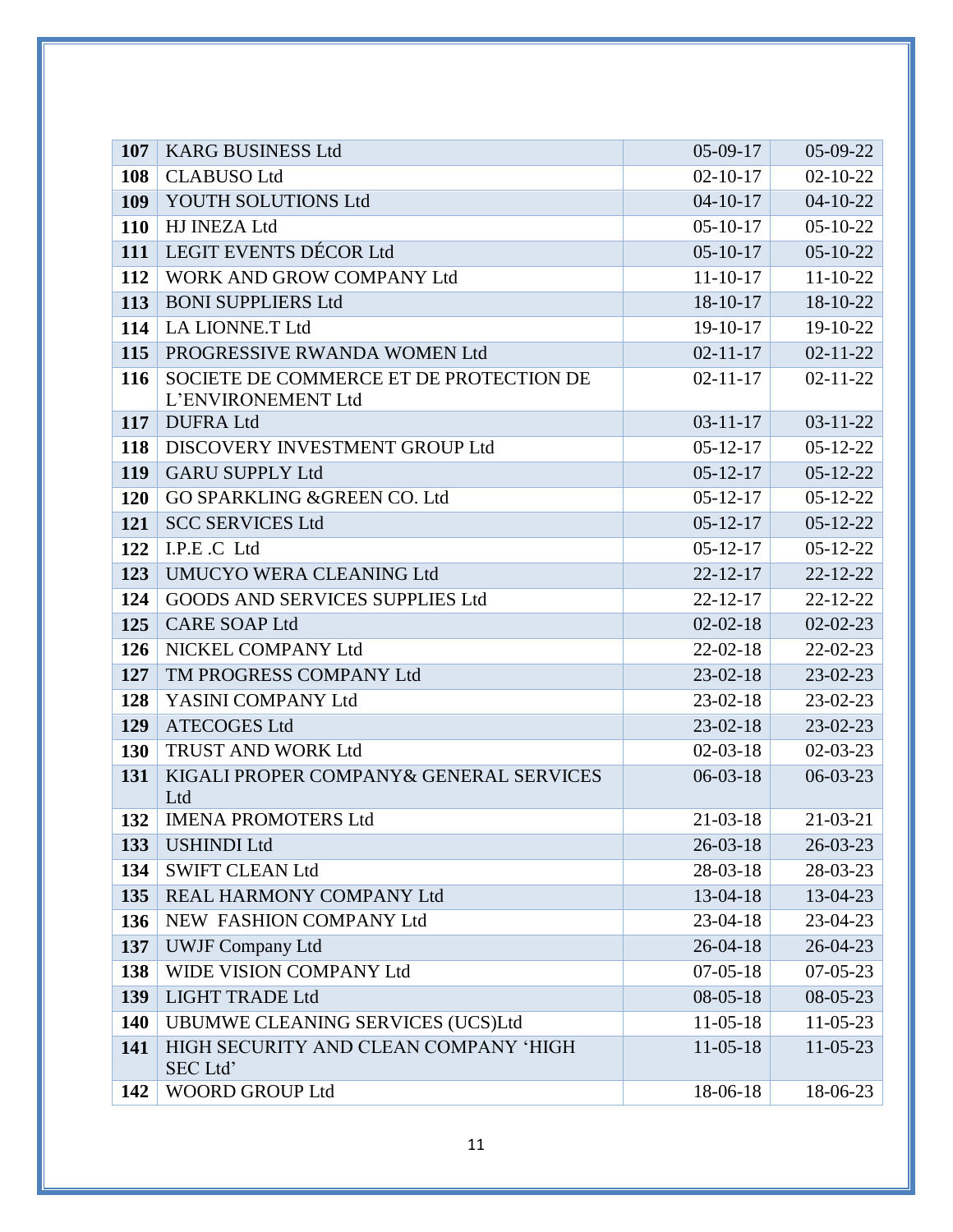| | | | |
|---|---|---|---|
| **107** | KARG BUSINESS Ltd | 05-09-17 | 05-09-22 |
| **108** | CLABUSO Ltd | 02-10-17 | 02-10-22 |
| **109** | YOUTH SOLUTIONS Ltd | 04-10-17 | 04-10-22 |
| **110** | HJ INEZA Ltd | 05-10-17 | 05-10-22 |
| **111** | LEGIT EVENTS DÉCOR Ltd | 05-10-17 | 05-10-22 |
| **112** | WORK AND GROW COMPANY Ltd | 11-10-17 | 11-10-22 |
| **113** | BONI SUPPLIERS Ltd | 18-10-17 | 18-10-22 |
| **114** | LA LIONNE.T Ltd | 19-10-17 | 19-10-22 |
| **115** | PROGRESSIVE RWANDA WOMEN Ltd | 02-11-17 | 02-11-22 |
| **116** | SOCIETE DE COMMERCE ET DE PROTECTION DE L'ENVIRONEMENT Ltd | 02-11-17 | 02-11-22 |
| **117** | DUFRA Ltd | 03-11-17 | 03-11-22 |
| **118** | DISCOVERY INVESTMENT GROUP Ltd | 05-12-17 | 05-12-22 |
| **119** | GARU SUPPLY Ltd | 05-12-17 | 05-12-22 |
| **120** | GO SPARKLING &GREEN CO. Ltd | 05-12-17 | 05-12-22 |
| **121** | SCC SERVICES Ltd | 05-12-17 | 05-12-22 |
| **122** | I.P.E .C Ltd | 05-12-17 | 05-12-22 |
| **123** | UMUCYO WERA CLEANING Ltd | 22-12-17 | 22-12-22 |
| **124** | GOODS AND SERVICES SUPPLIES Ltd | 22-12-17 | 22-12-22 |
| **125** | CARE SOAP Ltd | 02-02-18 | 02-02-23 |
| **126** | NICKEL COMPANY Ltd | 22-02-18 | 22-02-23 |
| **127** | TM PROGRESS COMPANY Ltd | 23-02-18 | 23-02-23 |
| **128** | YASINI COMPANY Ltd | 23-02-18 | 23-02-23 |
| **129** | ATECOGES Ltd | 23-02-18 | 23-02-23 |
| **130** | TRUST AND WORK Ltd | 02-03-18 | 02-03-23 |
| **131** | KIGALI PROPER COMPANY& GENERAL SERVICES Ltd | 06-03-18 | 06-03-23 |
| **132** | IMENA PROMOTERS Ltd | 21-03-18 | 21-03-21 |
| **133** | USHINDI Ltd | 26-03-18 | 26-03-23 |
| **134** | SWIFT CLEAN Ltd | 28-03-18 | 28-03-23 |
| **135** | REAL HARMONY COMPANY Ltd | 13-04-18 | 13-04-23 |
| **136** | NEW FASHION COMPANY Ltd | 23-04-18 | 23-04-23 |
| **137** | UWJF Company Ltd | 26-04-18 | 26-04-23 |
| **138** | WIDE VISION COMPANY Ltd | 07-05-18 | 07-05-23 |
| **139** | LIGHT TRADE Ltd | 08-05-18 | 08-05-23 |
| **140** | UBUMWE CLEANING SERVICES (UCS)Ltd | 11-05-18 | 11-05-23 |
| **141** | HIGH SECURITY AND CLEAN COMPANY 'HIGH SEC Ltd' | 11-05-18 | 11-05-23 |
| **142** | WOORD GROUP Ltd | 18-06-18 | 18-06-23 |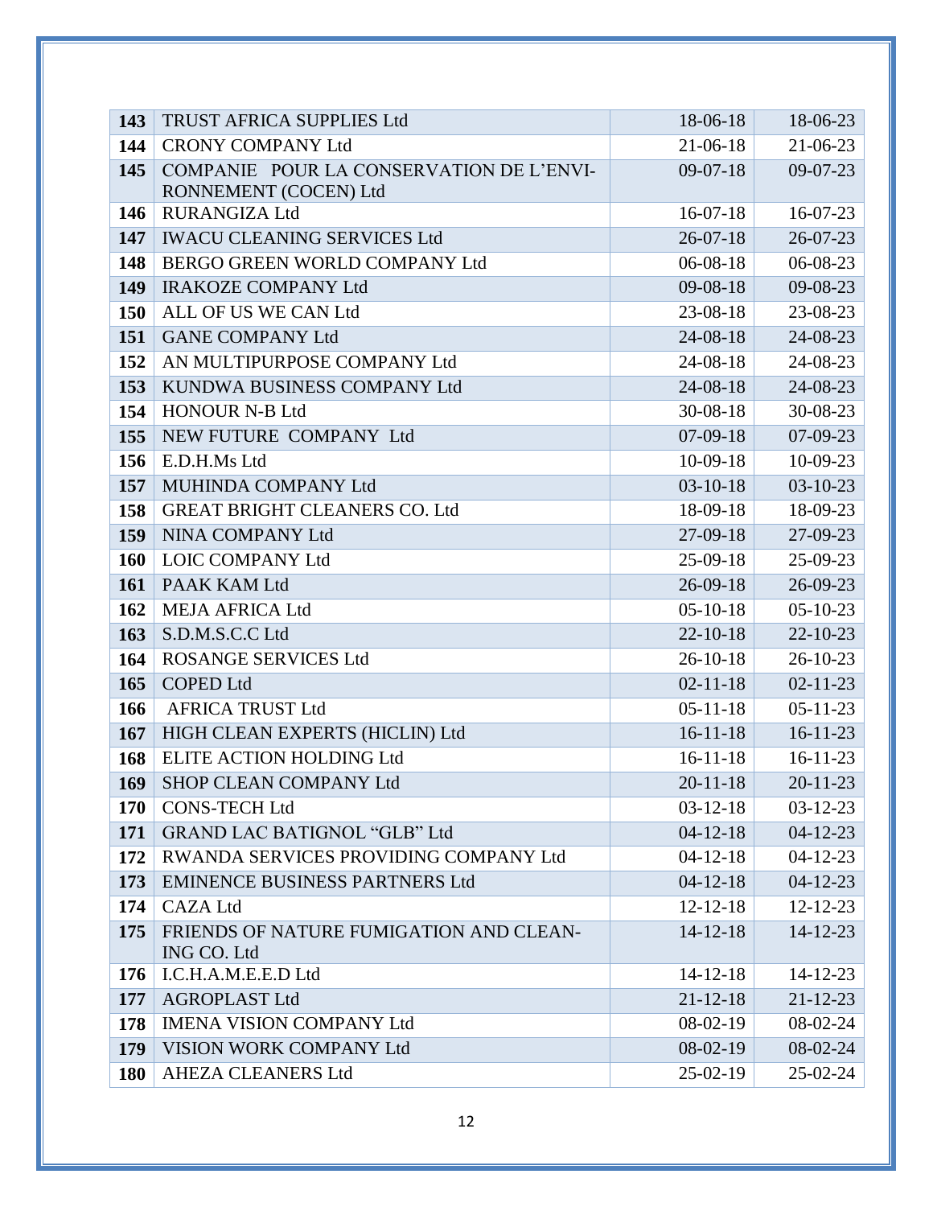| 143 | TRUST AFRICA SUPPLIES Ltd | 18-06-18 | 18-06-23 |
|---|---|---|---|
| 144 | CRONY COMPANY Ltd | 21-06-18 | 21-06-23 |
| 145 | COMPANIE POUR LA CONSERVATION DE L'ENVIRONNEMENT (COCEN) Ltd | 09-07-18 | 09-07-23 |
| 146 | RURANGIZA Ltd | 16-07-18 | 16-07-23 |
| 147 | IWACU CLEANING SERVICES Ltd | 26-07-18 | 26-07-23 |
| 148 | BERGO GREEN WORLD COMPANY Ltd | 06-08-18 | 06-08-23 |
| 149 | IRAKOZE COMPANY Ltd | 09-08-18 | 09-08-23 |
| 150 | ALL OF US WE CAN Ltd | 23-08-18 | 23-08-23 |
| 151 | GANE COMPANY Ltd | 24-08-18 | 24-08-23 |
| 152 | AN MULTIPURPOSE COMPANY Ltd | 24-08-18 | 24-08-23 |
| 153 | KUNDWA BUSINESS COMPANY Ltd | 24-08-18 | 24-08-23 |
| 154 | HONOUR N-B Ltd | 30-08-18 | 30-08-23 |
| 155 | NEW FUTURE COMPANY Ltd | 07-09-18 | 07-09-23 |
| 156 | E.D.H.Ms Ltd | 10-09-18 | 10-09-23 |
| 157 | MUHINDA COMPANY Ltd | 03-10-18 | 03-10-23 |
| 158 | GREAT BRIGHT CLEANERS CO. Ltd | 18-09-18 | 18-09-23 |
| 159 | NINA COMPANY Ltd | 27-09-18 | 27-09-23 |
| 160 | LOIC COMPANY Ltd | 25-09-18 | 25-09-23 |
| 161 | PAAK KAM Ltd | 26-09-18 | 26-09-23 |
| 162 | MEJA AFRICA Ltd | 05-10-18 | 05-10-23 |
| 163 | S.D.M.S.C.C Ltd | 22-10-18 | 22-10-23 |
| 164 | ROSANGE SERVICES Ltd | 26-10-18 | 26-10-23 |
| 165 | COPED Ltd | 02-11-18 | 02-11-23 |
| 166 | AFRICA TRUST Ltd | 05-11-18 | 05-11-23 |
| 167 | HIGH CLEAN EXPERTS (HICLIN) Ltd | 16-11-18 | 16-11-23 |
| 168 | ELITE ACTION HOLDING Ltd | 16-11-18 | 16-11-23 |
| 169 | SHOP CLEAN COMPANY Ltd | 20-11-18 | 20-11-23 |
| 170 | CONS-TECH Ltd | 03-12-18 | 03-12-23 |
| 171 | GRAND LAC BATIGNOL "GLB" Ltd | 04-12-18 | 04-12-23 |
| 172 | RWANDA SERVICES PROVIDING COMPANY Ltd | 04-12-18 | 04-12-23 |
| 173 | EMINENCE BUSINESS PARTNERS Ltd | 04-12-18 | 04-12-23 |
| 174 | CAZA Ltd | 12-12-18 | 12-12-23 |
| 175 | FRIENDS OF NATURE FUMIGATION AND CLEANING CO. Ltd | 14-12-18 | 14-12-23 |
| 176 | I.C.H.A.M.E.E.D Ltd | 14-12-18 | 14-12-23 |
| 177 | AGROPLAST Ltd | 21-12-18 | 21-12-23 |
| 178 | IMENA VISION COMPANY Ltd | 08-02-19 | 08-02-24 |
| 179 | VISION WORK COMPANY Ltd | 08-02-19 | 08-02-24 |
| 180 | AHEZA CLEANERS Ltd | 25-02-19 | 25-02-24 |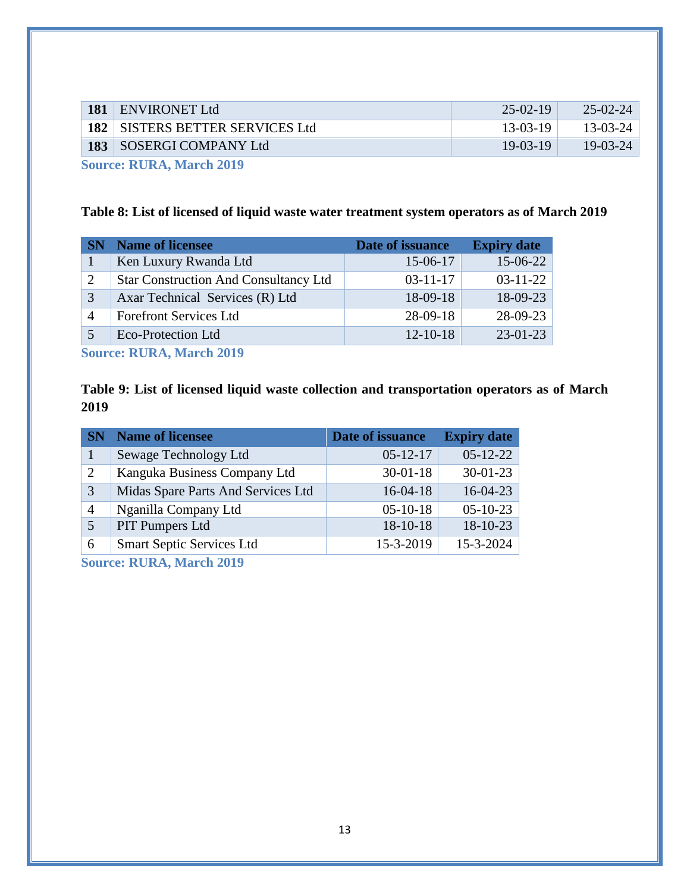| | | | |
|---|---|---|---|
| **181** | ENVIRONET Ltd | 25-02-19 | 25-02-24 |
| **182** | SISTERS BETTER SERVICES Ltd | 13-03-19 | 13-03-24 |
| **183** | SOSERGI COMPANY Ltd | 19-03-19 | 19-03-24 |

**Source: RURA, March 2019**

**Table 8: List of licensed of liquid waste water treatment system operators as of March 2019**

| SN | Name of licensee | Date of issuance | Expiry date |
|---|---|---|---|
| 1 | Ken Luxury Rwanda Ltd | 15-06-17 | 15-06-22 |
| 2 | Star Construction And Consultancy Ltd | 03-11-17 | 03-11-22 |
| 3 | Axar Technical Services (R) Ltd | 18-09-18 | 18-09-23 |
| 4 | Forefront Services Ltd | 28-09-18 | 28-09-23 |
| 5 | Eco-Protection Ltd | 12-10-18 | 23-01-23 |

**Source: RURA, March 2019**

**Table 9: List of licensed liquid waste collection and transportation operators as of March 2019**

| SN | Name of licensee | Date of issuance | Expiry date |
|---|---|---|---|
| 1 | Sewage Technology Ltd | 05-12-17 | 05-12-22 |
| 2 | Kanguka Business Company Ltd | 30-01-18 | 30-01-23 |
| 3 | Midas Spare Parts And Services Ltd | 16-04-18 | 16-04-23 |
| 4 | Nganilla Company Ltd | 05-10-18 | 05-10-23 |
| 5 | PIT Pumpers Ltd | 18-10-18 | 18-10-23 |
| 6 | Smart Septic Services Ltd | 15-3-2019 | 15-3-2024 |

**Source: RURA, March 2019**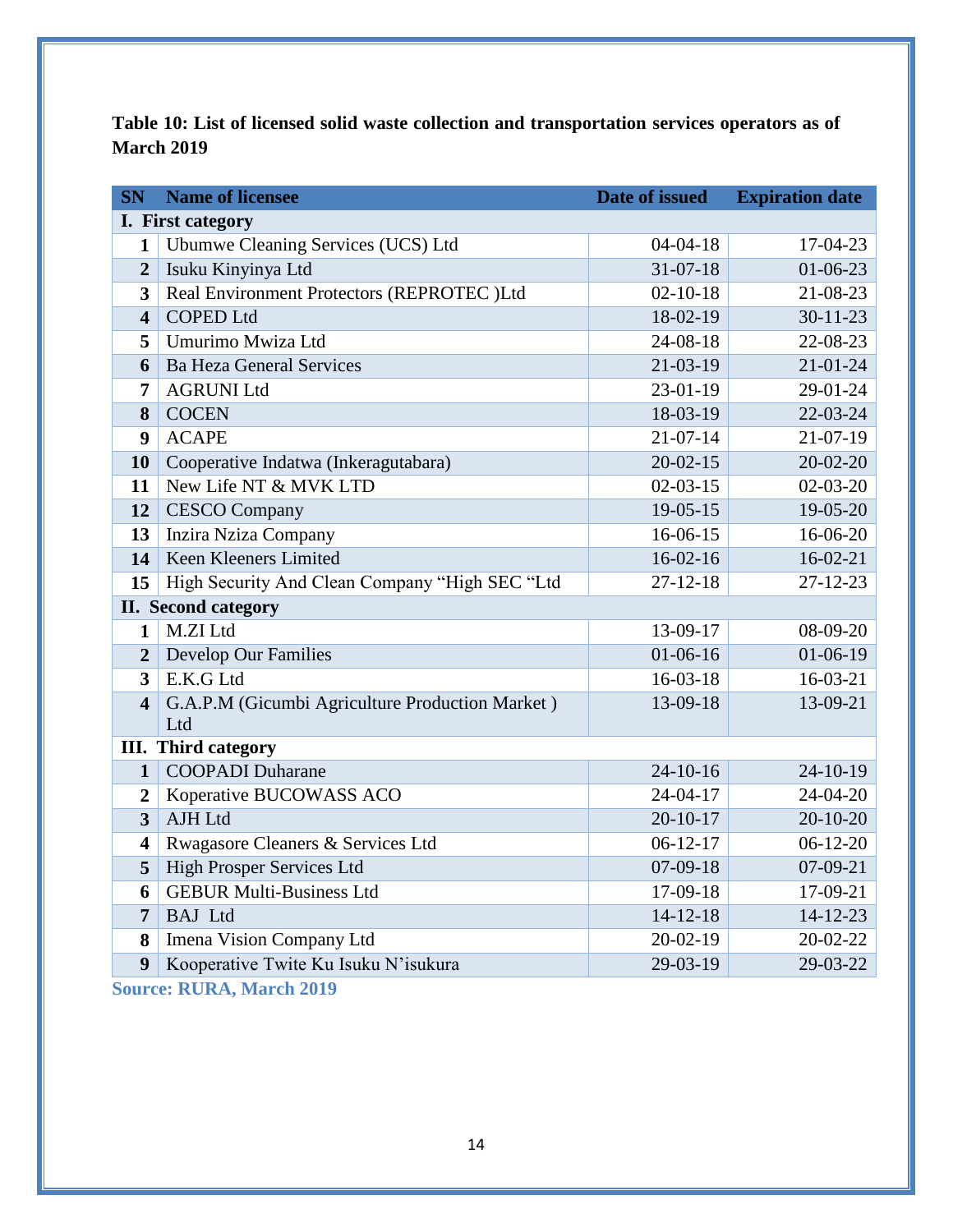**Table 10: List of licensed solid waste collection and transportation services operators as of March 2019**

| SN | Name of licensee | Date of issued | Expiration date |
|---|---|---|---|
| **I. First category** | | | |
| 1 | Ubumwe Cleaning Services (UCS) Ltd | 04-04-18 | 17-04-23 |
| 2 | Isuku Kinyinya Ltd | 31-07-18 | 01-06-23 |
| 3 | Real Environment Protectors (REPROTEC )Ltd | 02-10-18 | 21-08-23 |
| 4 | COPED Ltd | 18-02-19 | 30-11-23 |
| 5 | Umurimo Mwiza Ltd | 24-08-18 | 22-08-23 |
| 6 | Ba Heza General Services | 21-03-19 | 21-01-24 |
| 7 | AGRUNI Ltd | 23-01-19 | 29-01-24 |
| 8 | COCEN | 18-03-19 | 22-03-24 |
| 9 | ACAPE | 21-07-14 | 21-07-19 |
| 10 | Cooperative Indatwa (Inkeragutabara) | 20-02-15 | 20-02-20 |
| 11 | New Life NT & MVK LTD | 02-03-15 | 02-03-20 |
| 12 | CESCO Company | 19-05-15 | 19-05-20 |
| 13 | Inzira Nziza Company | 16-06-15 | 16-06-20 |
| 14 | Keen Kleeners Limited | 16-02-16 | 16-02-21 |
| 15 | High Security And Clean Company "High SEC "Ltd | 27-12-18 | 27-12-23 |
| **II. Second category** | | | |
| 1 | M.ZI Ltd | 13-09-17 | 08-09-20 |
| 2 | Develop Our Families | 01-06-16 | 01-06-19 |
| 3 | E.K.G Ltd | 16-03-18 | 16-03-21 |
| 4 | G.A.P.M (Gicumbi Agriculture Production Market ) Ltd | 13-09-18 | 13-09-21 |
| **III. Third category** | | | |
| 1 | COOPADI Duharane | 24-10-16 | 24-10-19 |
| 2 | Koperative BUCOWASS ACO | 24-04-17 | 24-04-20 |
| 3 | AJH Ltd | 20-10-17 | 20-10-20 |
| 4 | Rwagasore Cleaners & Services Ltd | 06-12-17 | 06-12-20 |
| 5 | High Prosper Services Ltd | 07-09-18 | 07-09-21 |
| 6 | GEBUR Multi-Business Ltd | 17-09-18 | 17-09-21 |
| 7 | BAJ Ltd | 14-12-18 | 14-12-23 |
| 8 | Imena Vision Company Ltd | 20-02-19 | 20-02-22 |
| 9 | Kooperative Twite Ku Isuku N'isukura | 29-03-19 | 29-03-22 |

**Source: RURA, March 2019**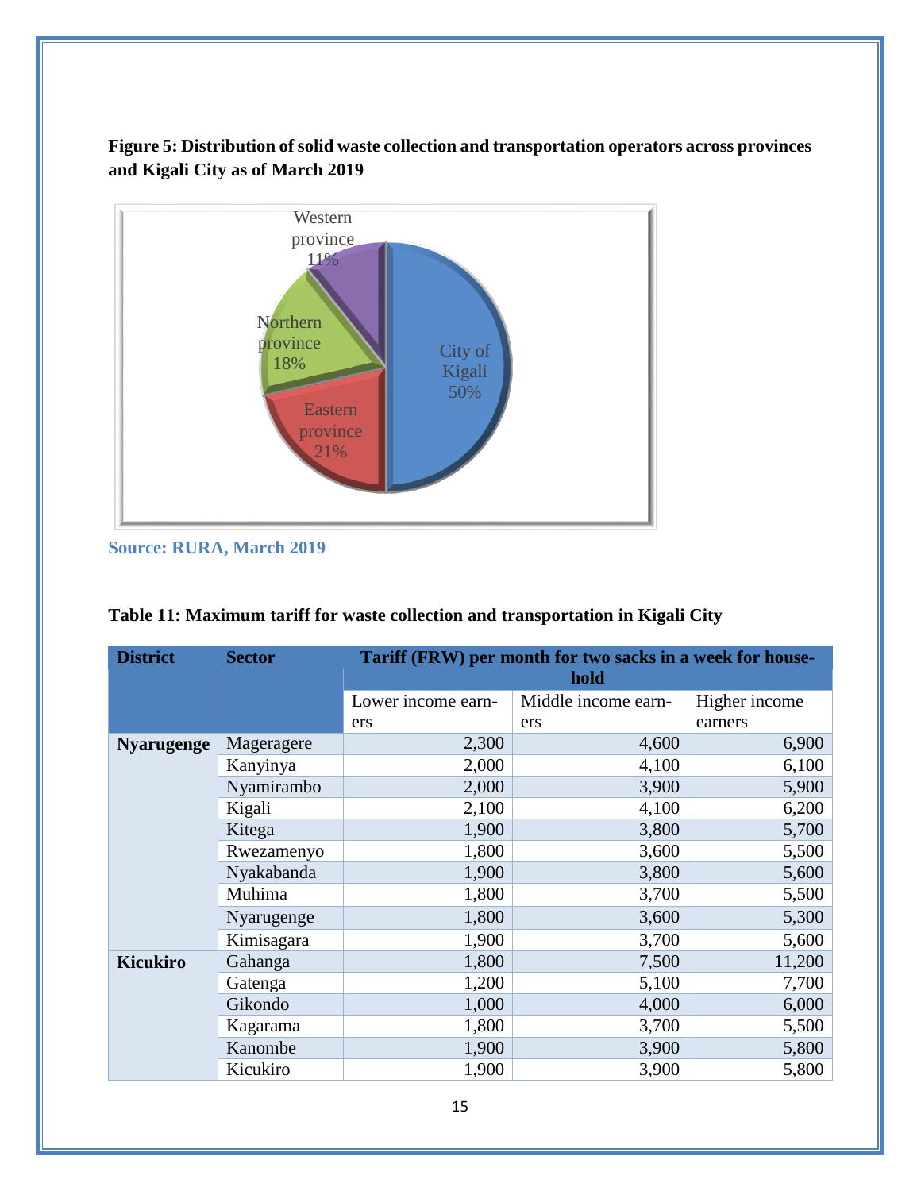**Figure 5: Distribution of solid waste collection and transportation operators across provinces and Kigali City as of March 2019**

Source: RURA, March 2019

**Table 11: Maximum tariff for waste collection and transportation in Kigali City**

| District | Sector | Tariff (FRW) per month for two sacks in a week for household | | |
|---|---|---|---|---|
| | | Lower income earners | Middle income earners | Higher income earners |
| **Nyarugenge** | Mageragere | 2,300 | 4,600 | 6,900 |
| | Kanyinya | 2,000 | 4,100 | 6,100 |
| | Nyamirambo | 2,000 | 3,900 | 5,900 |
| | Kigali | 2,100 | 4,100 | 6,200 |
| | Kitega | 1,900 | 3,800 | 5,700 |
| | Rwezamenyo | 1,800 | 3,600 | 5,500 |
| | Nyakabanda | 1,900 | 3,800 | 5,600 |
| | Muhima | 1,800 | 3,700 | 5,500 |
| | Nyarugenge | 1,800 | 3,600 | 5,300 |
| | Kimisagara | 1,900 | 3,700 | 5,600 |
| **Kicukiro** | Gahanga | 1,800 | 7,500 | 11,200 |
| | Gatenga | 1,200 | 5,100 | 7,700 |
| | Gikondo | 1,000 | 4,000 | 6,000 |
| | Kagarama | 1,800 | 3,700 | 5,500 |
| | Kanombe | 1,900 | 3,900 | 5,800 |
| | Kicukiro | 1,900 | 3,900 | 5,800 |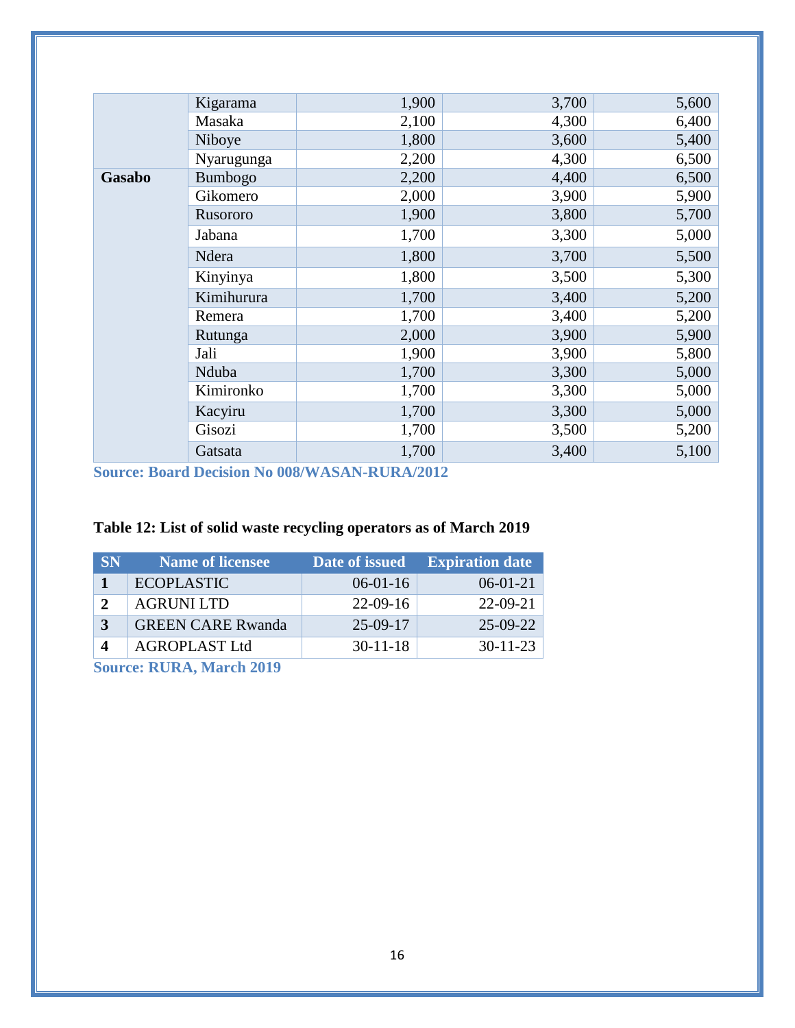| | | | | |
|---|---|---|---|---|
| | Kigarama | 1,900 | 3,700 | 5,600 |
| | Masaka | 2,100 | 4,300 | 6,400 |
| | Niboye | 1,800 | 3,600 | 5,400 |
| | Nyarugunga | 2,200 | 4,300 | 6,500 |
| **Gasabo** | Bumbogo | 2,200 | 4,400 | 6,500 |
| | Gikomero | 2,000 | 3,900 | 5,900 |
| | Rusororo | 1,900 | 3,800 | 5,700 |
| | Jabana | 1,700 | 3,300 | 5,000 |
| | Ndera | 1,800 | 3,700 | 5,500 |
| | Kinyinya | 1,800 | 3,500 | 5,300 |
| | Kimihurura | 1,700 | 3,400 | 5,200 |
| | Remera | 1,700 | 3,400 | 5,200 |
| | Rutunga | 2,000 | 3,900 | 5,900 |
| | Jali | 1,900 | 3,900 | 5,800 |
| | Nduba | 1,700 | 3,300 | 5,000 |
| | Kimironko | 1,700 | 3,300 | 5,000 |
| | Kacyiru | 1,700 | 3,300 | 5,000 |
| | Gisozi | 1,700 | 3,500 | 5,200 |
| | Gatsata | 1,700 | 3,400 | 5,100 |

**Source: Board Decision No 008/WASAN-RURA/2012**

**Table 12: List of solid waste recycling operators as of March 2019**

| SN | Name of licensee | Date of issued | Expiration date |
|---|---|---|---|
| **1** | ECOPLASTIC | 06-01-16 | 06-01-21 |
| **2** | AGRUNI LTD | 22-09-16 | 22-09-21 |
| **3** | GREEN CARE Rwanda | 25-09-17 | 25-09-22 |
| **4** | AGROPLAST Ltd | 30-11-18 | 30-11-23 |

**Source: RURA, March 2019**